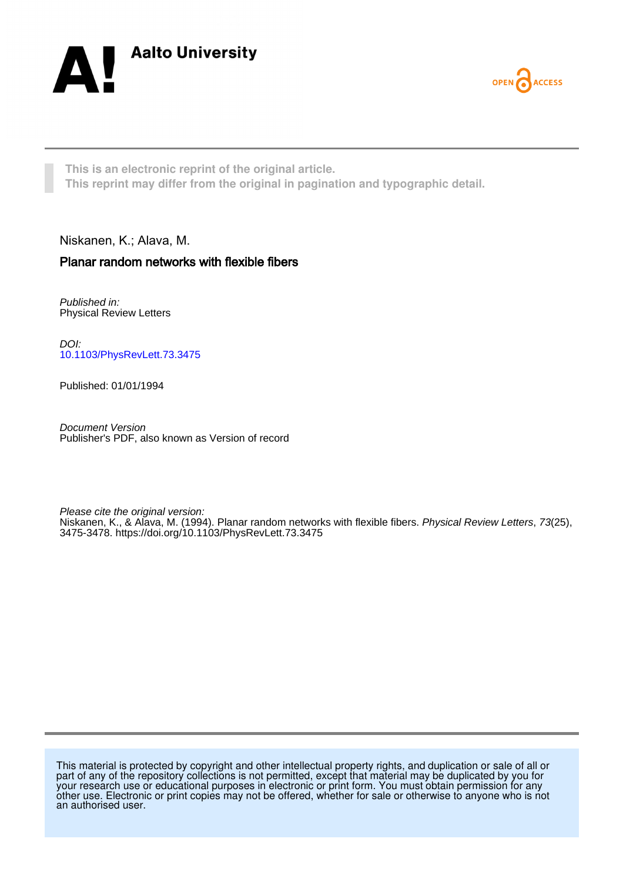Aalto University

OPEN ACCESS

This is an electronic reprint of the original article.
This reprint may differ from the original in pagination and typographic detail.

Niskanen, K.; Alava, M.

**Planar random networks with flexible fibers**

*Published in:*
Physical Review Letters

*DOI:*
[10.1103/PhysRevLett.73.3475](https://doi.org/10.1103/PhysRevLett.73.3475)

Published: 01/01/1994

*Document Version*
Publisher's PDF, also known as Version of record

*Please cite the original version:*
Niskanen, K., & Alava, M. (1994). Planar random networks with flexible fibers. *Physical Review Letters*, *73*(25), 3475-3478. https://doi.org/10.1103/PhysRevLett.73.3475

This material is protected by copyright and other intellectual property rights, and duplication or sale of all or part of any of the repository collections is not permitted, except that material may be duplicated by you for your research use or educational purposes in electronic or print form. You must obtain permission for any other use. Electronic or print copies may not be offered, whether for sale or otherwise to anyone who is not an authorised user.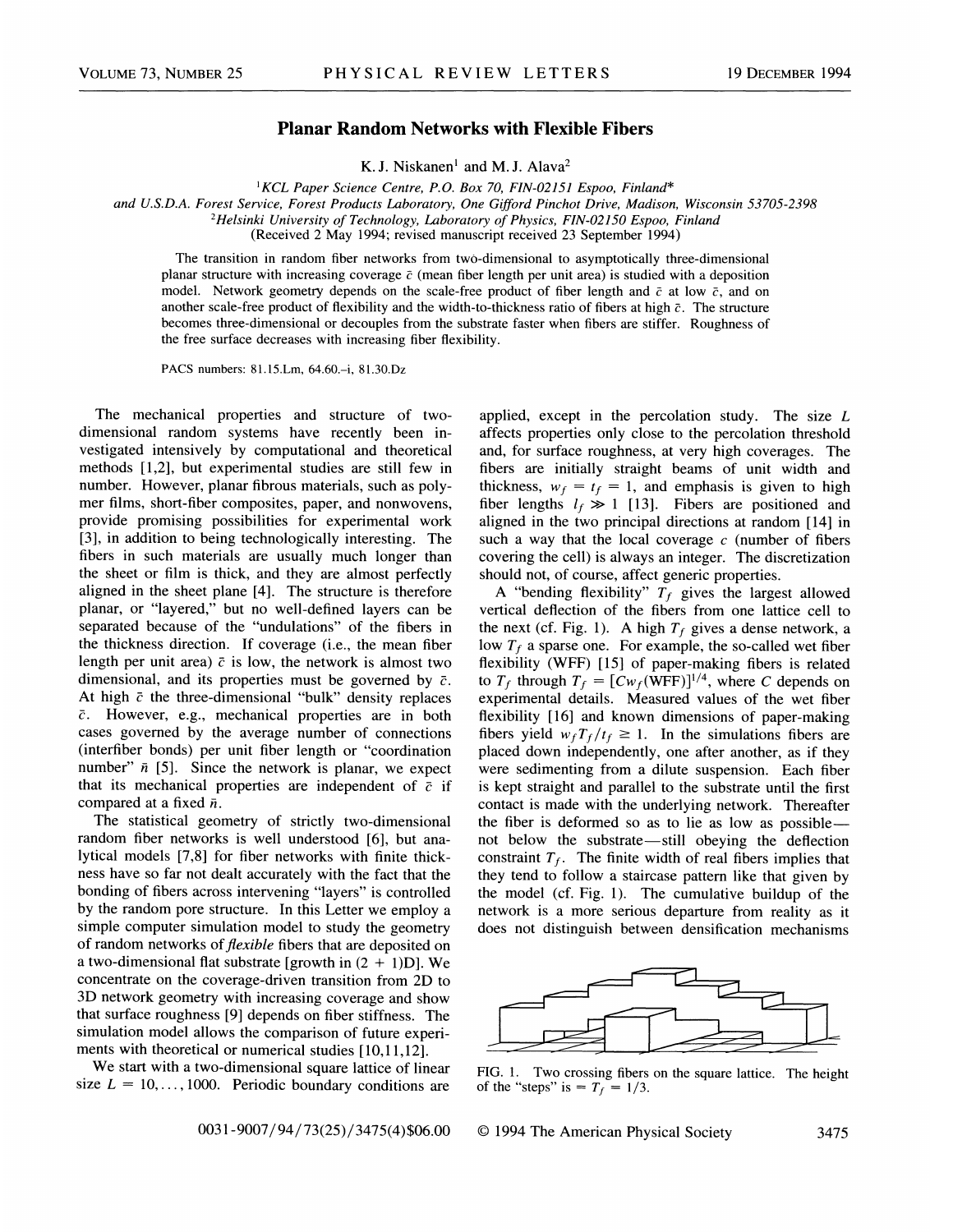# Planar Random Networks with Flexible Fibers

K. J. Niskanen[1] and M. J. Alava[2]

[1]*KCL Paper Science Centre, P.O. Box 70, FIN-02151 Espoo, Finland\**
*and U.S.D.A. Forest Service, Forest Products Laboratory, One Gifford Pinchot Drive, Madison, Wisconsin 53705-2398*
[2]*Helsinki University of Technology, Laboratory of Physics, FIN-02150 Espoo, Finland*
(Received 2 May 1994; revised manuscript received 23 September 1994)

The transition in random fiber networks from two-dimensional to asymptotically three-dimensional planar structure with increasing coverage $\bar{c}$ (mean fiber length per unit area) is studied with a deposition model. Network geometry depends on the scale-free product of fiber length and $\bar{c}$ at low $\bar{c}$, and on another scale-free product of flexibility and the width-to-thickness ratio of fibers at high $\bar{c}$. The structure becomes three-dimensional or decouples from the substrate faster when fibers are stiffer. Roughness of the free surface decreases with increasing fiber flexibility.

PACS numbers: 81.15.Lm, 64.60.–i, 81.30.Dz

The mechanical properties and structure of two-dimensional random systems have recently been investigated intensively by computational and theoretical methods [1,2], but experimental studies are still few in number. However, planar fibrous materials, such as polymer films, short-fiber composites, paper, and nonwovens, provide promising possibilities for experimental work [3], in addition to being technologically interesting. The fibers in such materials are usually much longer than the sheet or film is thick, and they are almost perfectly aligned in the sheet plane [4]. The structure is therefore planar, or "layered," but no well-defined layers can be separated because of the "undulations" of the fibers in the thickness direction. If coverage (i.e., the mean fiber length per unit area) $\bar{c}$ is low, the network is almost two dimensional, and its properties must be governed by $\bar{c}$. At high $\bar{c}$ the three-dimensional "bulk" density replaces $\bar{c}$. However, e.g., mechanical properties are in both cases governed by the average number of connections (interfiber bonds) per unit fiber length or "coordination number" $\bar{n}$ [5]. Since the network is planar, we expect that its mechanical properties are independent of $\bar{c}$ if compared at a fixed $\bar{n}$.

The statistical geometry of strictly two-dimensional random fiber networks is well understood [6], but analytical models [7,8] for fiber networks with finite thickness have so far not dealt accurately with the fact that the bonding of fibers across intervening "layers" is controlled by the random pore structure. In this Letter we employ a simple computer simulation model to study the geometry of random networks of *flexible* fibers that are deposited on a two-dimensional flat substrate [growth in (2 + 1)D]. We concentrate on the coverage-driven transition from 2D to 3D network geometry with increasing coverage and show that surface roughness [9] depends on fiber stiffness. The simulation model allows the comparison of future experiments with theoretical or numerical studies [10,11,12].

We start with a two-dimensional square lattice of linear size $L = 10, \ldots, 1000$. Periodic boundary conditions are applied, except in the percolation study. The size $L$ affects properties only close to the percolation threshold and, for surface roughness, at very high coverages. The fibers are initially straight beams of unit width and thickness, $w_f = t_f = 1$, and emphasis is given to high fiber lengths $l_f \gg 1$ [13]. Fibers are positioned and aligned in the two principal directions at random [14] in such a way that the local coverage $c$ (number of fibers covering the cell) is always an integer. The discretization should not, of course, affect generic properties.

A "bending flexibility" $T_f$ gives the largest allowed vertical deflection of the fibers from one lattice cell to the next (cf. Fig. 1). A high $T_f$ gives a dense network, a low $T_f$ a sparse one. For example, the so-called wet fiber flexibility (WFF) [15] of paper-making fibers is related to $T_f$ through $T_f = [Cw_f(\text{WFF})]^{1/4}$, where $C$ depends on experimental details. Measured values of the wet fiber flexibility [16] and known dimensions of paper-making fibers yield $w_f T_f / t_f \gtrsim 1$. In the simulations fibers are placed down independently, one after another, as if they were sedimenting from a dilute suspension. Each fiber is kept straight and parallel to the substrate until the first contact is made with the underlying network. Thereafter the fiber is deformed so as to lie as low as possible—not below the substrate—still obeying the deflection constraint $T_f$. The finite width of real fibers implies that they tend to follow a staircase pattern like that given by the model (cf. Fig. 1). The cumulative buildup of the network is a more serious departure from reality as it does not distinguish between densification mechanisms

FIG. 1. Two crossing fibers on the square lattice. The height of the "steps" is $= T_f = 1/3$.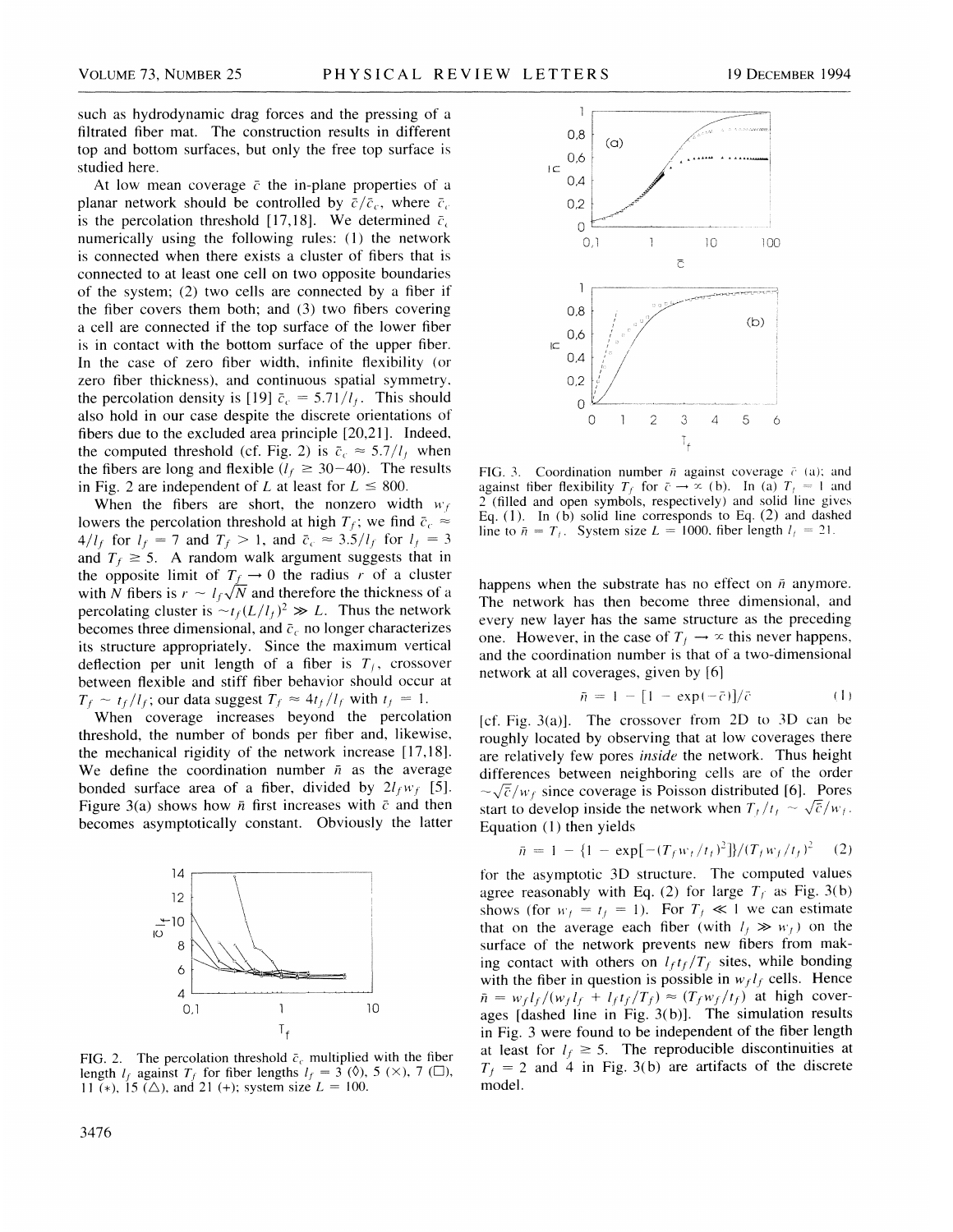such as hydrodynamic drag forces and the pressing of a filtrated fiber mat. The construction results in different top and bottom surfaces, but only the free top surface is studied here.

At low mean coverage $\bar{c}$ the in-plane properties of a planar network should be controlled by $\bar{c}/\bar{c}_c$, where $\bar{c}_c$ is the percolation threshold [17,18]. We determined $\bar{c}_c$ numerically using the following rules: (1) the network is connected when there exists a cluster of fibers that is connected to at least one cell on two opposite boundaries of the system; (2) two cells are connected by a fiber if the fiber covers them both; and (3) two fibers covering a cell are connected if the top surface of the lower fiber is in contact with the bottom surface of the upper fiber. In the case of zero fiber width, infinite flexibility (or zero fiber thickness), and continuous spatial symmetry, the percolation density is [19] $\bar{c}_c = 5.71/l_f$. This should also hold in our case despite the discrete orientations of fibers due to the excluded area principle [20,21]. Indeed, the computed threshold (cf. Fig. 2) is $\bar{c}_c \approx 5.7/l_f$ when the fibers are long and flexible ($l_f \gtrsim 30$–$40$). The results in Fig. 2 are independent of $L$ at least for $L \leq 800$.

When the fibers are short, the nonzero width $w_f$ lowers the percolation threshold at high $T_f$; we find $\bar{c}_c \approx 4/l_f$ for $l_f = 7$ and $T_f > 1$, and $\bar{c}_c \approx 3.5/l_f$ for $l_f = 3$ and $T_f \gtrsim 5$. A random walk argument suggests that in the opposite limit of $T_f \to 0$ the radius $r$ of a cluster with $N$ fibers is $r \sim l_f\sqrt{N}$ and therefore the thickness of a percolating cluster is $\sim t_f(L/l_f)^2 \gg L$. Thus the network becomes three dimensional, and $\bar{c}_c$ no longer characterizes its structure appropriately. Since the maximum vertical deflection per unit length of a fiber is $T_f$, crossover between flexible and stiff fiber behavior should occur at $T_f \sim t_f/l_f$; our data suggest $T_f \approx 4t_f/l_f$ with $t_f = 1$.

When coverage increases beyond the percolation threshold, the number of bonds per fiber and, likewise, the mechanical rigidity of the network increase [17,18]. We define the coordination number $\bar{n}$ as the average bonded surface area of a fiber, divided by $2l_f w_f$ [5]. Figure 3(a) shows how $\bar{n}$ first increases with $\bar{c}$ and then becomes asymptotically constant. Obviously the latter

FIG. 2. The percolation threshold $\bar{c}_c$ multiplied with the fiber length $l_f$ against $T_f$ for fiber lengths $l_f = 3$ (◇), 5 (×), 7 (□), 11 (*), 15 (△), and 21 (+); system size $L = 100$.

FIG. 3. Coordination number $\bar{n}$ against coverage $\bar{c}$ (a); and against fiber flexibility $T_f$ for $\bar{c} \to \infty$ (b). In (a) $T_f = 1$ and 2 (filled and open symbols, respectively) and solid line gives Eq. (1). In (b) solid line corresponds to Eq. (2) and dashed line to $\bar{n} = T_f$. System size $L = 1000$, fiber length $l_f = 21$.

happens when the substrate has no effect on $\bar{n}$ anymore. The network has then become three dimensional, and every new layer has the same structure as the preceding one. However, in the case of $T_f \to \infty$ this never happens, and the coordination number is that of a two-dimensional network at all coverages, given by [6]

$$\bar{n} = 1 - [1 - \exp(-\bar{c})]/\bar{c} \tag{1}$$

[cf. Fig. 3(a)]. The crossover from 2D to 3D can be roughly located by observing that at low coverages there are relatively few pores *inside* the network. Thus height differences between neighboring cells are of the order $\sim\sqrt{\bar{c}}/w_f$ since coverage is Poisson distributed [6]. Pores start to develop inside the network when $T_f/t_f \sim \sqrt{\bar{c}}/w_f$. Equation (1) then yields

$$\bar{n} = 1 - \{1 - \exp[-(T_f w_f/t_f)^2]\}/(T_f w_f/t_f)^2 \tag{2}$$

for the asymptotic 3D structure. The computed values agree reasonably with Eq. (2) for large $T_f$ as Fig. 3(b) shows (for $w_f = t_f = 1$). For $T_f \ll 1$ we can estimate that on the average each fiber (with $l_f \gg w_f$) on the surface of the network prevents new fibers from making contact with others on $l_f t_f/T_f$ sites, while bonding with the fiber in question is possible in $w_f l_f$ cells. Hence $\bar{n} = w_f l_f/(w_f l_f + l_f t_f/T_f) \approx (T_f w_f/t_f)$ at high coverages [dashed line in Fig. 3(b)]. The simulation results in Fig. 3 were found to be independent of the fiber length at least for $l_f \gtrsim 5$. The reproducible discontinuities at $T_f = 2$ and 4 in Fig. 3(b) are artifacts of the discrete model.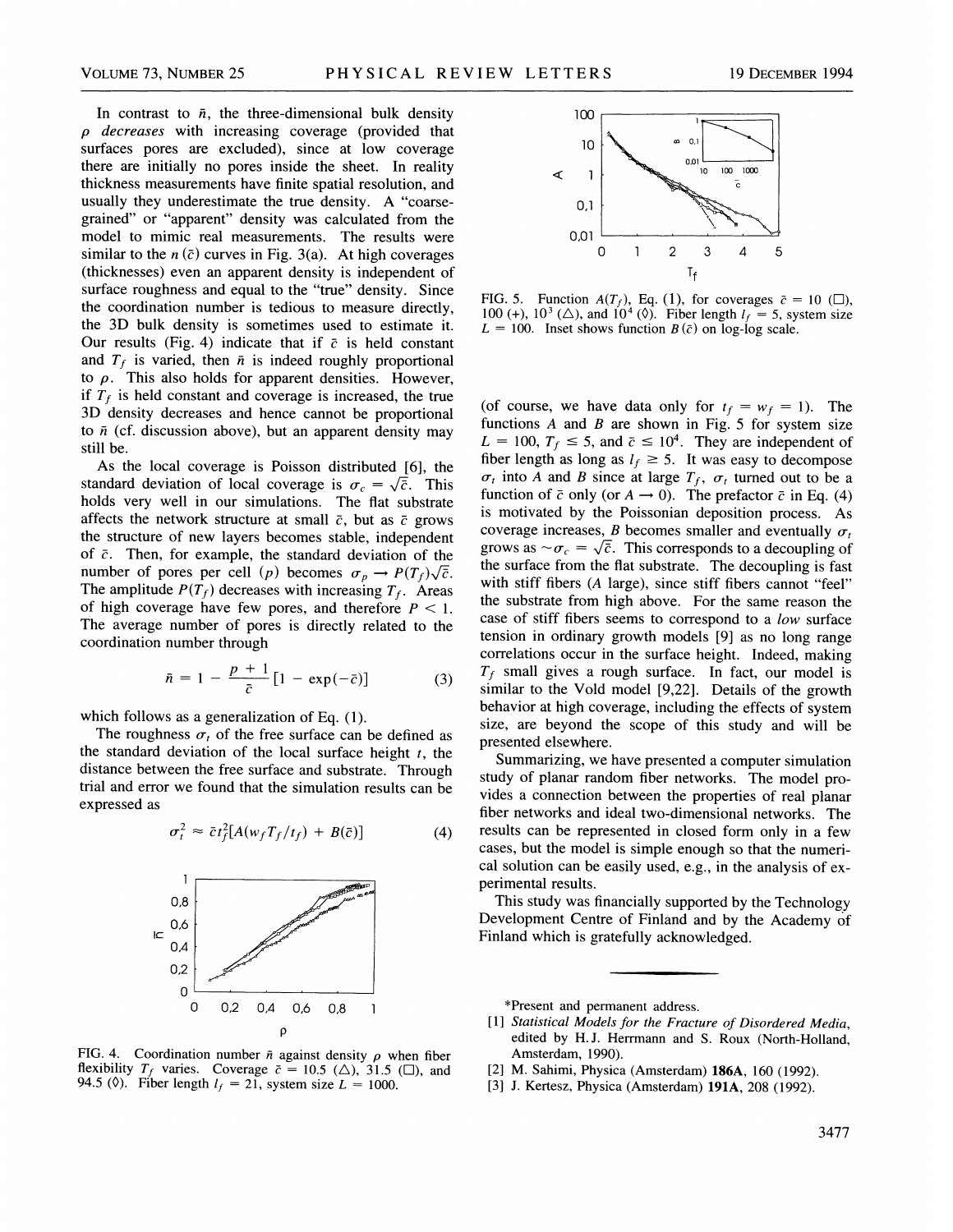In contrast to $\bar{n}$, the three-dimensional bulk density $\rho$ *decreases* with increasing coverage (provided that surfaces pores are excluded), since at low coverage there are initially no pores inside the sheet. In reality thickness measurements have finite spatial resolution, and usually they underestimate the true density. A "coarse-grained" or "apparent" density was calculated from the model to mimic real measurements. The results were similar to the $n(\bar{c})$ curves in Fig. 3(a). At high coverages (thicknesses) even an apparent density is independent of surface roughness and equal to the "true" density. Since the coordination number is tedious to measure directly, the 3D bulk density is sometimes used to estimate it. Our results (Fig. 4) indicate that if $\bar{c}$ is held constant and $T_f$ is varied, then $\bar{n}$ is indeed roughly proportional to $\rho$. This also holds for apparent densities. However, if $T_f$ is held constant and coverage is increased, the true 3D density decreases and hence cannot be proportional to $\bar{n}$ (cf. discussion above), but an apparent density may still be.

As the local coverage is Poisson distributed [6], the standard deviation of local coverage is $\sigma_c = \sqrt{\bar{c}}$. This holds very well in our simulations. The flat substrate affects the network structure at small $\bar{c}$, but as $\bar{c}$ grows the structure of new layers becomes stable, independent of $\bar{c}$. Then, for example, the standard deviation of the number of pores per cell ($p$) becomes $\sigma_p \to P(T_f)\sqrt{\bar{c}}$. The amplitude $P(T_f)$ decreases with increasing $T_f$. Areas of high coverage have few pores, and therefore $P < 1$. The average number of pores is directly related to the coordination number through

$$\bar{n} = 1 - \frac{p+1}{\bar{c}}[1 - \exp(-\bar{c})] \tag{3}$$

which follows as a generalization of Eq. (1).

The roughness $\sigma_t$ of the free surface can be defined as the standard deviation of the local surface height $t$, the distance between the free surface and substrate. Through trial and error we found that the simulation results can be expressed as

$$\sigma_t^2 \approx \bar{c}t_f^2[A(w_f T_f/t_f) + B(\bar{c})] \tag{4}$$

FIG. 4. Coordination number $\bar{n}$ against density $\rho$ when fiber flexibility $T_f$ varies. Coverage $\bar{c} = 10.5$ (△), 31.5 (□), and 94.5 (◊). Fiber length $l_f = 21$, system size $L = 1000$.

FIG. 5. Function $A(T_f)$, Eq. (1), for coverages $\bar{c} = 10$ (□), 100 (+), $10^3$ (△), and $10^4$ (◊). Fiber length $l_f = 5$, system size $L = 100$. Inset shows function $B(\bar{c})$ on log-log scale.

(of course, we have data only for $t_f = w_f = 1$). The functions $A$ and $B$ are shown in Fig. 5 for system size $L = 100$, $T_f \leq 5$, and $\bar{c} \leq 10^4$. They are independent of fiber length as long as $l_f \geq 5$. It was easy to decompose $\sigma_t$ into $A$ and $B$ since at large $T_f$, $\sigma_t$ turned out to be a function of $\bar{c}$ only (or $A \to 0$). The prefactor $\bar{c}$ in Eq. (4) is motivated by the Poissonian deposition process. As coverage increases, $B$ becomes smaller and eventually $\sigma_t$ grows as $\sim \sigma_c = \sqrt{\bar{c}}$. This corresponds to a decoupling of the surface from the flat substrate. The decoupling is fast with stiff fibers ($A$ large), since stiff fibers cannot "feel" the substrate from high above. For the same reason the case of stiff fibers seems to correspond to a *low* surface tension in ordinary growth models [9] as no long range correlations occur in the surface height. Indeed, making $T_f$ small gives a rough surface. In fact, our model is similar to the Vold model [9,22]. Details of the growth behavior at high coverage, including the effects of system size, are beyond the scope of this study and will be presented elsewhere.

Summarizing, we have presented a computer simulation study of planar random fiber networks. The model provides a connection between the properties of real planar fiber networks and ideal two-dimensional networks. The results can be represented in closed form only in a few cases, but the model is simple enough so that the numerical solution can be easily used, e.g., in the analysis of experimental results.

This study was financially supported by the Technology Development Centre of Finland and by the Academy of Finland which is gratefully acknowledged.

---

*Present and permanent address.

[1] *Statistical Models for the Fracture of Disordered Media*, edited by H. J. Herrmann and S. Roux (North-Holland, Amsterdam, 1990).

[2] M. Sahimi, Physica (Amsterdam) **186A**, 160 (1992).

[3] J. Kertesz, Physica (Amsterdam) **191A**, 208 (1992).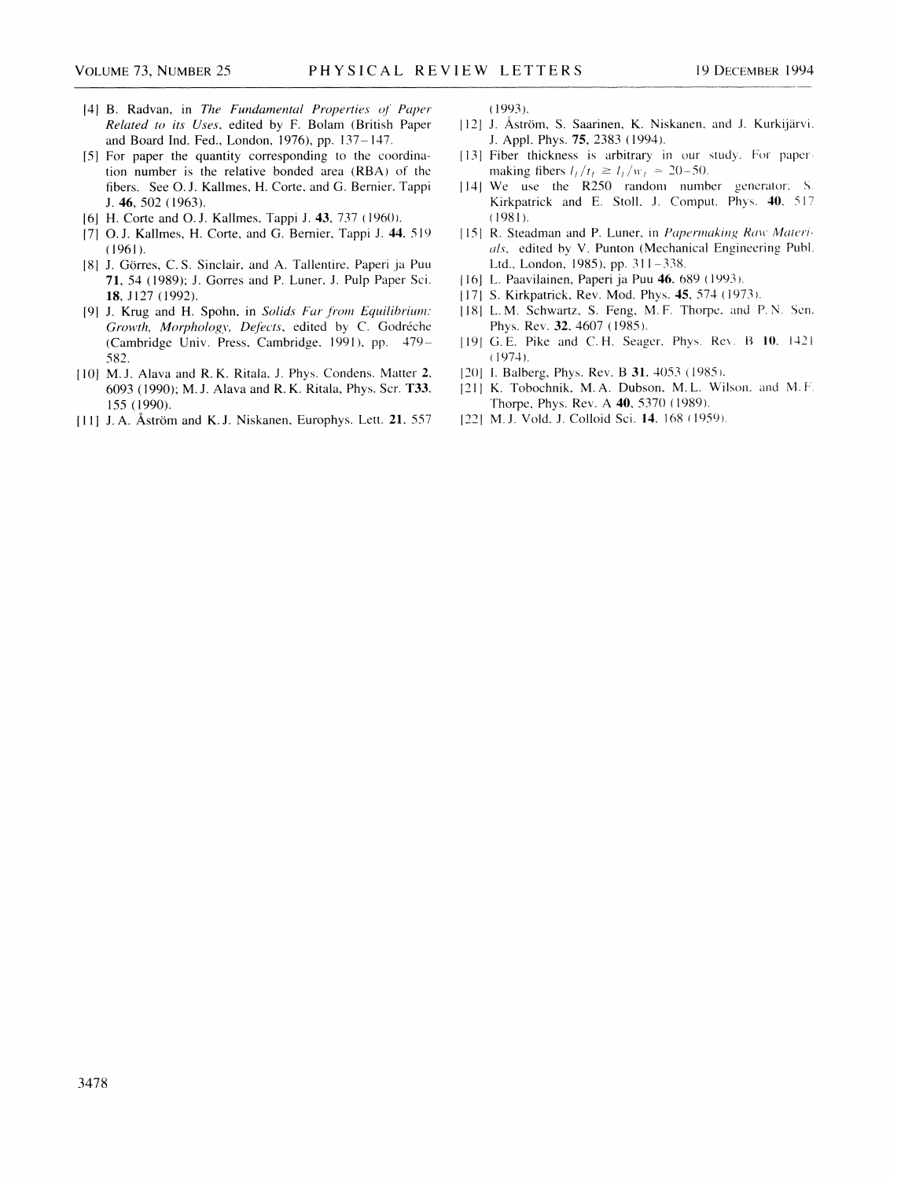[4] B. Radvan, in *The Fundamental Properties of Paper Related to its Uses*, edited by F. Bolam (British Paper and Board Ind. Fed., London, 1976), pp. 137–147.

[5] For paper the quantity corresponding to the coordination number is the relative bonded area (RBA) of the fibers. See O. J. Kallmes, H. Corte, and G. Bernier, Tappi J. **46**, 502 (1963).

[6] H. Corte and O. J. Kallmes, Tappi J. **43**, 737 (1960).

[7] O. J. Kallmes, H. Corte, and G. Bernier, Tappi J. **44**, 519 (1961).

[8] J. Görres, C. S. Sinclair, and A. Tallentire, Paperi ja Puu **71**, 54 (1989); J. Gorres and P. Luner, J. Pulp Paper Sci. **18**, J127 (1992).

[9] J. Krug and H. Spohn, in *Solids Far from Equilibrium: Growth, Morphology, Defects*, edited by C. Godréche (Cambridge Univ. Press, Cambridge, 1991), pp. 479–582.

[10] M. J. Alava and R. K. Ritala, J. Phys. Condens. Matter **2**, 6093 (1990); M. J. Alava and R. K. Ritala, Phys. Scr. **T33**, 155 (1990).

[11] J. A. Åström and K. J. Niskanen, Europhys. Lett. **21**, 557 (1993).

[12] J. Åström, S. Saarinen, K. Niskanen, and J. Kurkijärvi, J. Appl. Phys. **75**, 2383 (1994).

[13] Fiber thickness is arbitrary in our study. For papermaking fibers $l_f/t_f \gtrsim l_f/w_f \simeq 20$–$50$.

[14] We use the R250 random number generator: S. Kirkpatrick and E. Stoll, J. Comput. Phys. **40**, 517 (1981).

[15] R. Steadman and P. Luner, in *Papermaking Raw Materials*, edited by V. Punton (Mechanical Engineering Publ. Ltd., London, 1985), pp. 311–338.

[16] L. Paavilainen, Paperi ja Puu **46**, 689 (1993).

[17] S. Kirkpatrick, Rev. Mod. Phys. **45**, 574 (1973).

[18] L. M. Schwartz, S. Feng, M. F. Thorpe, and P. N. Sen, Phys. Rev. **32**, 4607 (1985).

[19] G. E. Pike and C. H. Seager, Phys. Rev. B **10**, 1421 (1974).

[20] I. Balberg, Phys. Rev. B **31**, 4053 (1985).

[21] K. Tobochnik, M. A. Dubson, M. L. Wilson, and M. F. Thorpe, Phys. Rev. A **40**, 5370 (1989).

[22] M. J. Vold, J. Colloid Sci. **14**, 168 (1959).